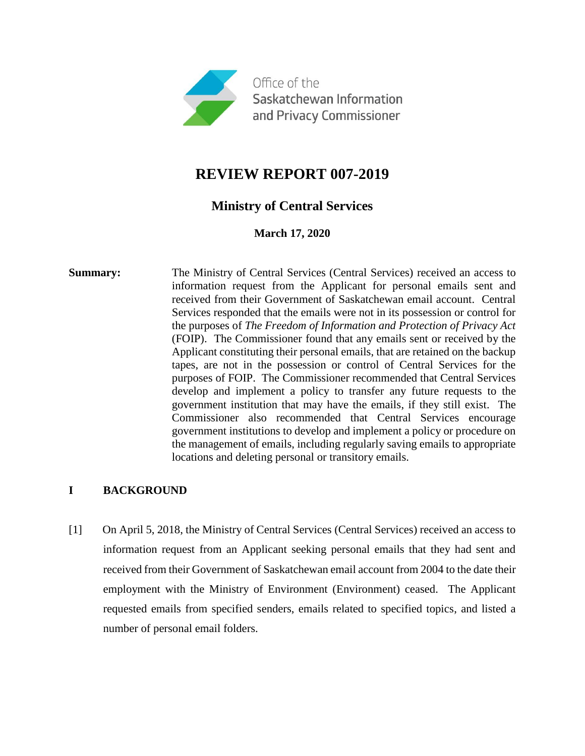Office of the Saskatchewan Information and Privacy Commissioner

# REVIEW REPORT 007-2019

## Ministry of Central Services

**March 17, 2020**

**Summary:** The Ministry of Central Services (Central Services) received an access to information request from the Applicant for personal emails sent and received from their Government of Saskatchewan email account. Central Services responded that the emails were not in its possession or control for the purposes of *The Freedom of Information and Protection of Privacy Act* (FOIP). The Commissioner found that any emails sent or received by the Applicant constituting their personal emails, that are retained on the backup tapes, are not in the possession or control of Central Services for the purposes of FOIP. The Commissioner recommended that Central Services develop and implement a policy to transfer any future requests to the government institution that may have the emails, if they still exist. The Commissioner also recommended that Central Services encourage government institutions to develop and implement a policy or procedure on the management of emails, including regularly saving emails to appropriate locations and deleting personal or transitory emails.

## I BACKGROUND

[1] On April 5, 2018, the Ministry of Central Services (Central Services) received an access to information request from an Applicant seeking personal emails that they had sent and received from their Government of Saskatchewan email account from 2004 to the date their employment with the Ministry of Environment (Environment) ceased. The Applicant requested emails from specified senders, emails related to specified topics, and listed a number of personal email folders.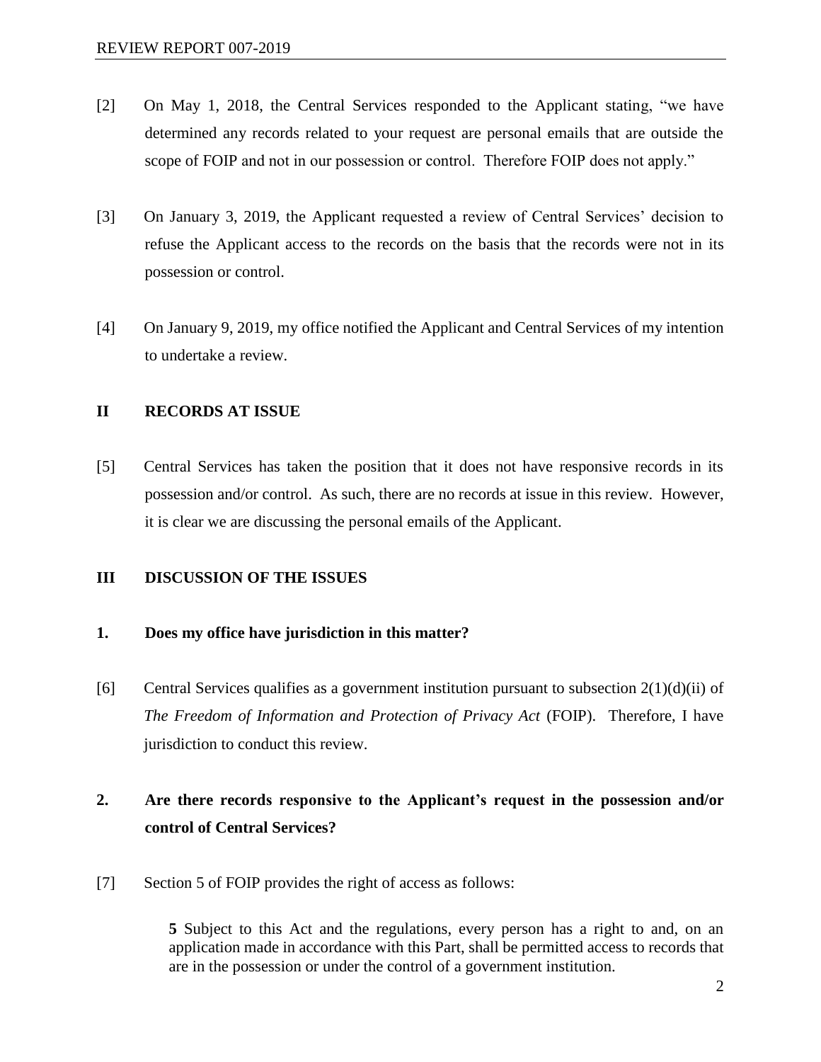[2] On May 1, 2018, the Central Services responded to the Applicant stating, "we have determined any records related to your request are personal emails that are outside the scope of FOIP and not in our possession or control. Therefore FOIP does not apply."

[3] On January 3, 2019, the Applicant requested a review of Central Services' decision to refuse the Applicant access to the records on the basis that the records were not in its possession or control.

[4] On January 9, 2019, my office notified the Applicant and Central Services of my intention to undertake a review.

## II RECORDS AT ISSUE

[5] Central Services has taken the position that it does not have responsive records in its possession and/or control. As such, there are no records at issue in this review. However, it is clear we are discussing the personal emails of the Applicant.

## III DISCUSSION OF THE ISSUES

### 1. Does my office have jurisdiction in this matter?

[6] Central Services qualifies as a government institution pursuant to subsection 2(1)(d)(ii) of *The Freedom of Information and Protection of Privacy Act* (FOIP). Therefore, I have jurisdiction to conduct this review.

### 2. Are there records responsive to the Applicant's request in the possession and/or control of Central Services?

[7] Section 5 of FOIP provides the right of access as follows:

> **5** Subject to this Act and the regulations, every person has a right to and, on an application made in accordance with this Part, shall be permitted access to records that are in the possession or under the control of a government institution.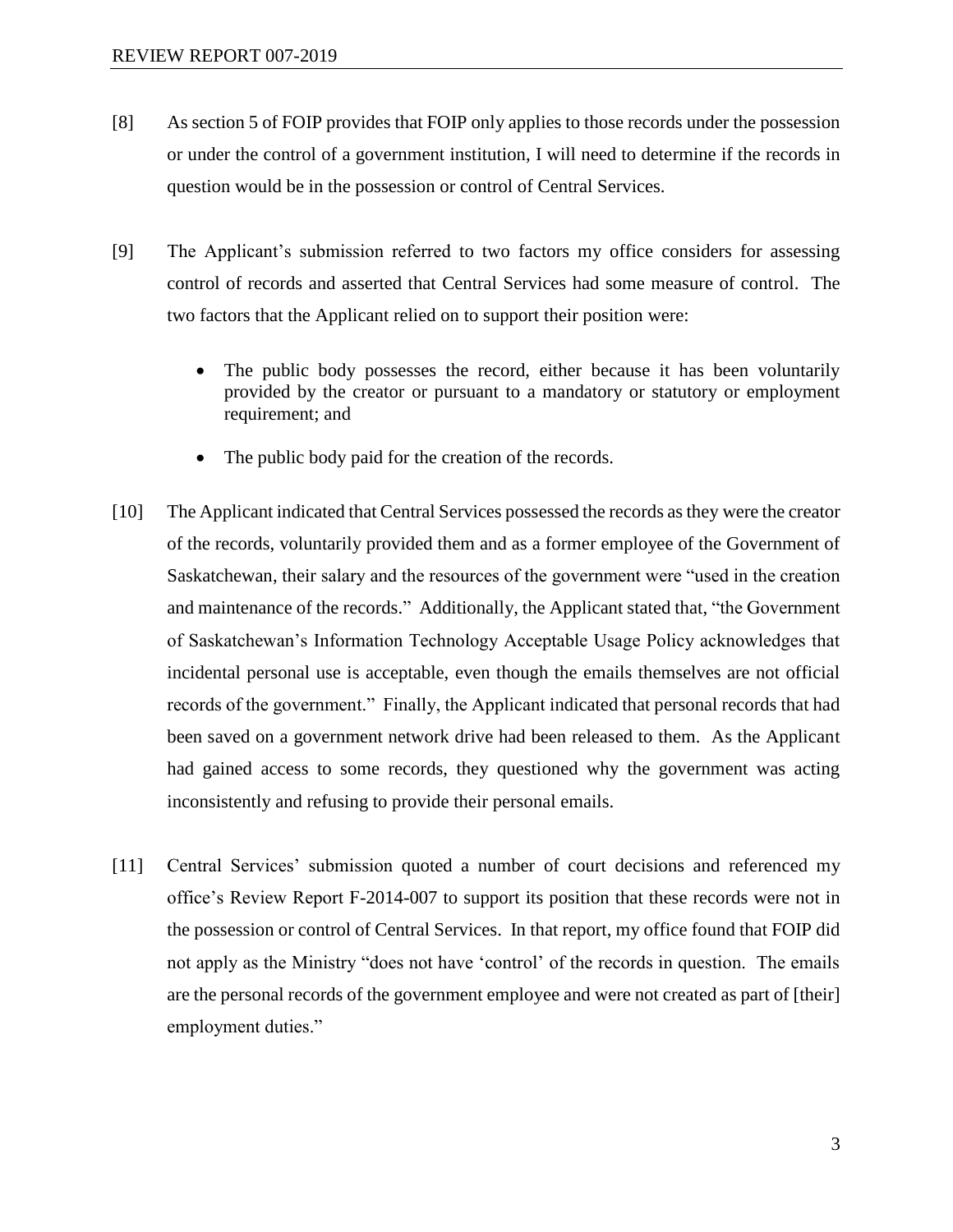[8] As section 5 of FOIP provides that FOIP only applies to those records under the possession or under the control of a government institution, I will need to determine if the records in question would be in the possession or control of Central Services.

[9] The Applicant's submission referred to two factors my office considers for assessing control of records and asserted that Central Services had some measure of control. The two factors that the Applicant relied on to support their position were:

- The public body possesses the record, either because it has been voluntarily provided by the creator or pursuant to a mandatory or statutory or employment requirement; and
- The public body paid for the creation of the records.

[10] The Applicant indicated that Central Services possessed the records as they were the creator of the records, voluntarily provided them and as a former employee of the Government of Saskatchewan, their salary and the resources of the government were "used in the creation and maintenance of the records." Additionally, the Applicant stated that, "the Government of Saskatchewan's Information Technology Acceptable Usage Policy acknowledges that incidental personal use is acceptable, even though the emails themselves are not official records of the government." Finally, the Applicant indicated that personal records that had been saved on a government network drive had been released to them. As the Applicant had gained access to some records, they questioned why the government was acting inconsistently and refusing to provide their personal emails.

[11] Central Services' submission quoted a number of court decisions and referenced my office's Review Report F-2014-007 to support its position that these records were not in the possession or control of Central Services. In that report, my office found that FOIP did not apply as the Ministry "does not have 'control' of the records in question. The emails are the personal records of the government employee and were not created as part of [their] employment duties."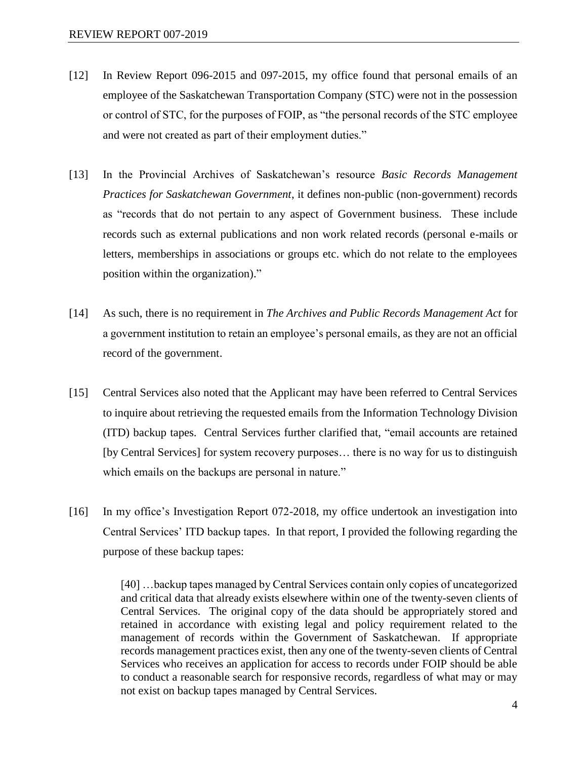[12] In Review Report 096-2015 and 097-2015, my office found that personal emails of an employee of the Saskatchewan Transportation Company (STC) were not in the possession or control of STC, for the purposes of FOIP, as "the personal records of the STC employee and were not created as part of their employment duties."

[13] In the Provincial Archives of Saskatchewan's resource *Basic Records Management Practices for Saskatchewan Government*, it defines non-public (non-government) records as "records that do not pertain to any aspect of Government business. These include records such as external publications and non work related records (personal e-mails or letters, memberships in associations or groups etc. which do not relate to the employees position within the organization)."

[14] As such, there is no requirement in *The Archives and Public Records Management Act* for a government institution to retain an employee's personal emails, as they are not an official record of the government.

[15] Central Services also noted that the Applicant may have been referred to Central Services to inquire about retrieving the requested emails from the Information Technology Division (ITD) backup tapes. Central Services further clarified that, "email accounts are retained [by Central Services] for system recovery purposes… there is no way for us to distinguish which emails on the backups are personal in nature."

[16] In my office's Investigation Report 072-2018, my office undertook an investigation into Central Services' ITD backup tapes. In that report, I provided the following regarding the purpose of these backup tapes:

> [40] …backup tapes managed by Central Services contain only copies of uncategorized and critical data that already exists elsewhere within one of the twenty-seven clients of Central Services. The original copy of the data should be appropriately stored and retained in accordance with existing legal and policy requirement related to the management of records within the Government of Saskatchewan. If appropriate records management practices exist, then any one of the twenty-seven clients of Central Services who receives an application for access to records under FOIP should be able to conduct a reasonable search for responsive records, regardless of what may or may not exist on backup tapes managed by Central Services.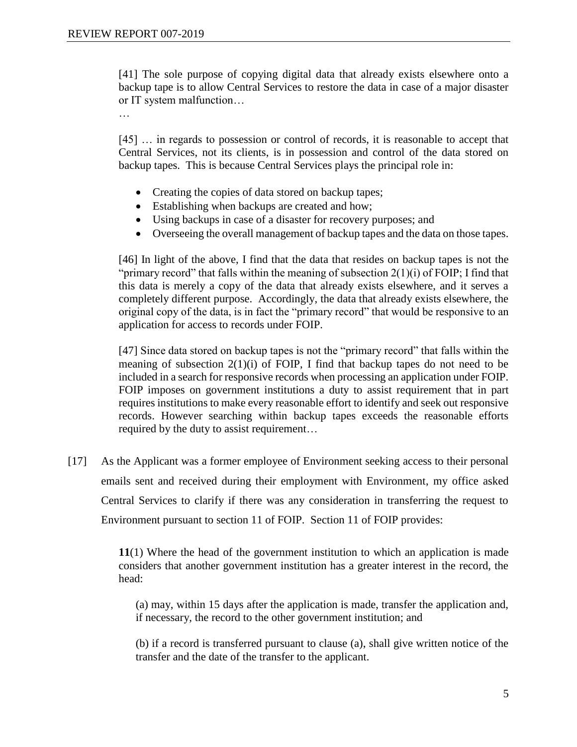> [41] The sole purpose of copying digital data that already exists elsewhere onto a backup tape is to allow Central Services to restore the data in case of a major disaster or IT system malfunction…
>
> …
>
> [45] … in regards to possession or control of records, it is reasonable to accept that Central Services, not its clients, is in possession and control of the data stored on backup tapes. This is because Central Services plays the principal role in:
>
> - Creating the copies of data stored on backup tapes;
> - Establishing when backups are created and how;
> - Using backups in case of a disaster for recovery purposes; and
> - Overseeing the overall management of backup tapes and the data on those tapes.
>
> [46] In light of the above, I find that the data that resides on backup tapes is not the "primary record" that falls within the meaning of subsection 2(1)(i) of FOIP; I find that this data is merely a copy of the data that already exists elsewhere, and it serves a completely different purpose. Accordingly, the data that already exists elsewhere, the original copy of the data, is in fact the "primary record" that would be responsive to an application for access to records under FOIP.
>
> [47] Since data stored on backup tapes is not the "primary record" that falls within the meaning of subsection 2(1)(i) of FOIP, I find that backup tapes do not need to be included in a search for responsive records when processing an application under FOIP. FOIP imposes on government institutions a duty to assist requirement that in part requires institutions to make every reasonable effort to identify and seek out responsive records. However searching within backup tapes exceeds the reasonable efforts required by the duty to assist requirement…

[17] As the Applicant was a former employee of Environment seeking access to their personal emails sent and received during their employment with Environment, my office asked Central Services to clarify if there was any consideration in transferring the request to Environment pursuant to section 11 of FOIP. Section 11 of FOIP provides:

> **11**(1) Where the head of the government institution to which an application is made considers that another government institution has a greater interest in the record, the head:
>
> (a) may, within 15 days after the application is made, transfer the application and, if necessary, the record to the other government institution; and
>
> (b) if a record is transferred pursuant to clause (a), shall give written notice of the transfer and the date of the transfer to the applicant.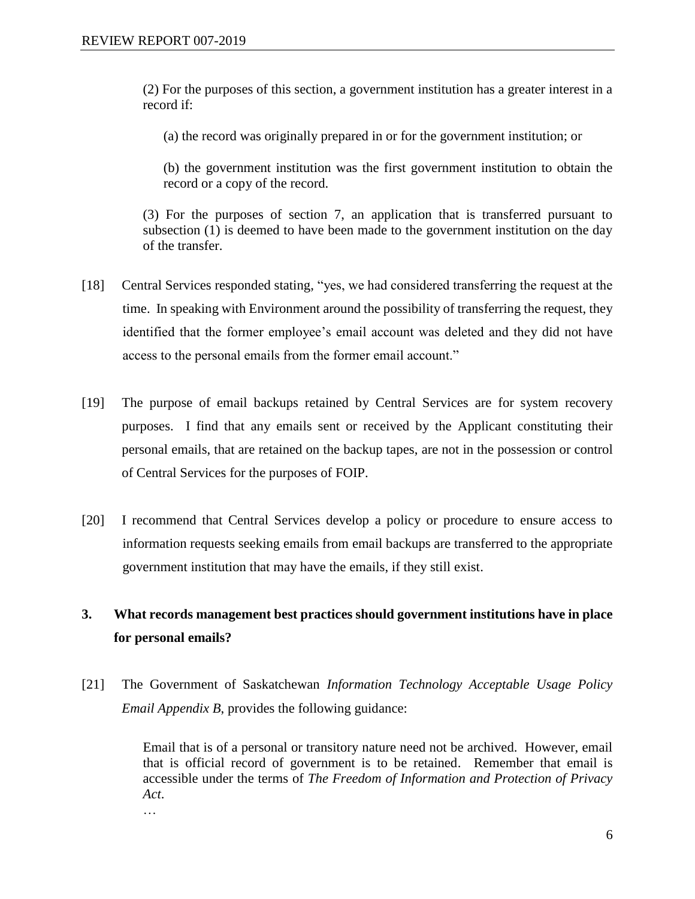> (2) For the purposes of this section, a government institution has a greater interest in a record if:
>
> > (a) the record was originally prepared in or for the government institution; or
> >
> > (b) the government institution was the first government institution to obtain the record or a copy of the record.
>
> (3) For the purposes of section 7, an application that is transferred pursuant to subsection (1) is deemed to have been made to the government institution on the day of the transfer.

[18] Central Services responded stating, "yes, we had considered transferring the request at the time. In speaking with Environment around the possibility of transferring the request, they identified that the former employee's email account was deleted and they did not have access to the personal emails from the former email account."

[19] The purpose of email backups retained by Central Services are for system recovery purposes. I find that any emails sent or received by the Applicant constituting their personal emails, that are retained on the backup tapes, are not in the possession or control of Central Services for the purposes of FOIP.

[20] I recommend that Central Services develop a policy or procedure to ensure access to information requests seeking emails from email backups are transferred to the appropriate government institution that may have the emails, if they still exist.

## 3. What records management best practices should government institutions have in place for personal emails?

[21] The Government of Saskatchewan *Information Technology Acceptable Usage Policy Email Appendix B*, provides the following guidance:

> Email that is of a personal or transitory nature need not be archived. However, email that is official record of government is to be retained. Remember that email is accessible under the terms of *The Freedom of Information and Protection of Privacy Act*.
>
> …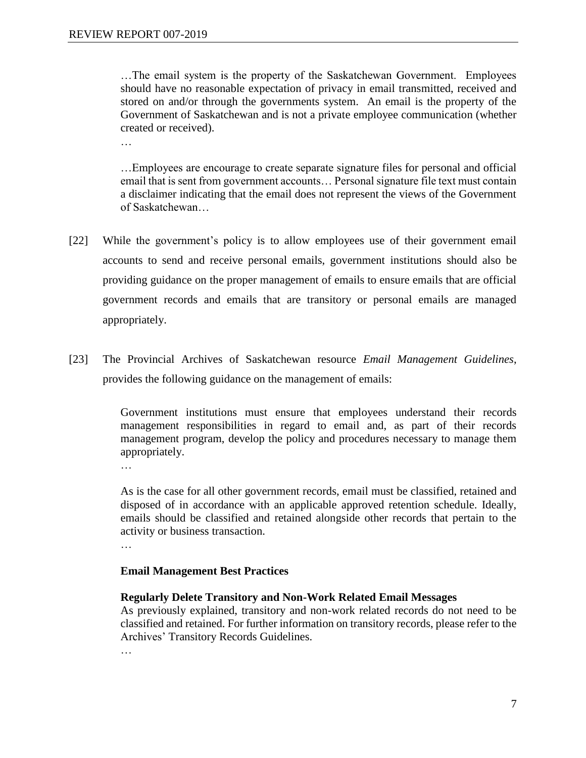…The email system is the property of the Saskatchewan Government. Employees should have no reasonable expectation of privacy in email transmitted, received and stored on and/or through the governments system. An email is the property of the Government of Saskatchewan and is not a private employee communication (whether created or received).

…

…Employees are encourage to create separate signature files for personal and official email that is sent from government accounts… Personal signature file text must contain a disclaimer indicating that the email does not represent the views of the Government of Saskatchewan…

[22] While the government's policy is to allow employees use of their government email accounts to send and receive personal emails, government institutions should also be providing guidance on the proper management of emails to ensure emails that are official government records and emails that are transitory or personal emails are managed appropriately.

[23] The Provincial Archives of Saskatchewan resource *Email Management Guidelines*, provides the following guidance on the management of emails:

> Government institutions must ensure that employees understand their records management responsibilities in regard to email and, as part of their records management program, develop the policy and procedures necessary to manage them appropriately.
>
> …
>
> As is the case for all other government records, email must be classified, retained and disposed of in accordance with an applicable approved retention schedule. Ideally, emails should be classified and retained alongside other records that pertain to the activity or business transaction.
>
> …
>
> **Email Management Best Practices**
>
> **Regularly Delete Transitory and Non-Work Related Email Messages**
> As previously explained, transitory and non-work related records do not need to be classified and retained. For further information on transitory records, please refer to the Archives' Transitory Records Guidelines.
>
> …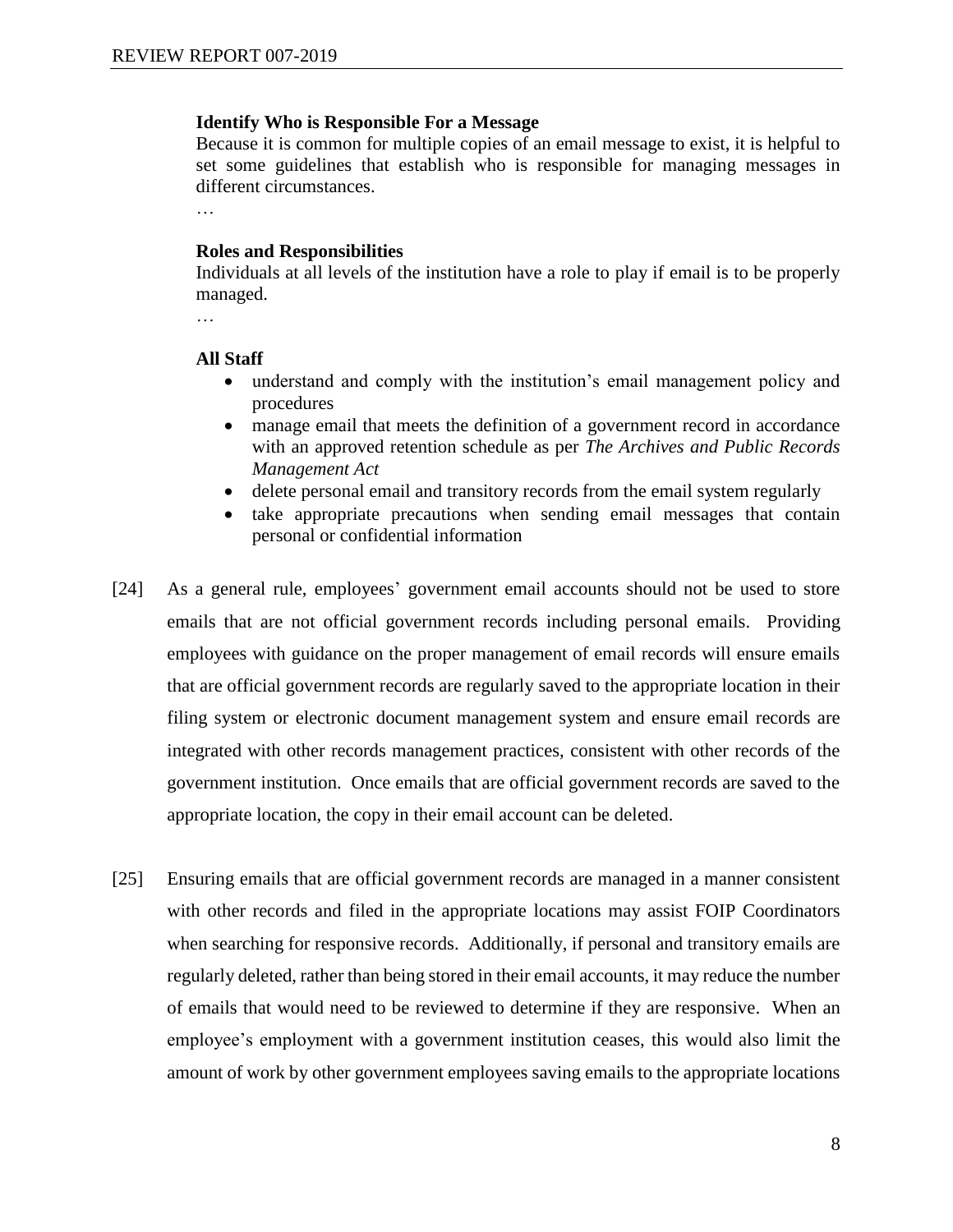**Identify Who is Responsible For a Message**

Because it is common for multiple copies of an email message to exist, it is helpful to set some guidelines that establish who is responsible for managing messages in different circumstances.

…

**Roles and Responsibilities**

Individuals at all levels of the institution have a role to play if email is to be properly managed.

…

**All Staff**

- understand and comply with the institution's email management policy and procedures
- manage email that meets the definition of a government record in accordance with an approved retention schedule as per *The Archives and Public Records Management Act*
- delete personal email and transitory records from the email system regularly
- take appropriate precautions when sending email messages that contain personal or confidential information

[24] As a general rule, employees' government email accounts should not be used to store emails that are not official government records including personal emails. Providing employees with guidance on the proper management of email records will ensure emails that are official government records are regularly saved to the appropriate location in their filing system or electronic document management system and ensure email records are integrated with other records management practices, consistent with other records of the government institution. Once emails that are official government records are saved to the appropriate location, the copy in their email account can be deleted.

[25] Ensuring emails that are official government records are managed in a manner consistent with other records and filed in the appropriate locations may assist FOIP Coordinators when searching for responsive records. Additionally, if personal and transitory emails are regularly deleted, rather than being stored in their email accounts, it may reduce the number of emails that would need to be reviewed to determine if they are responsive. When an employee's employment with a government institution ceases, this would also limit the amount of work by other government employees saving emails to the appropriate locations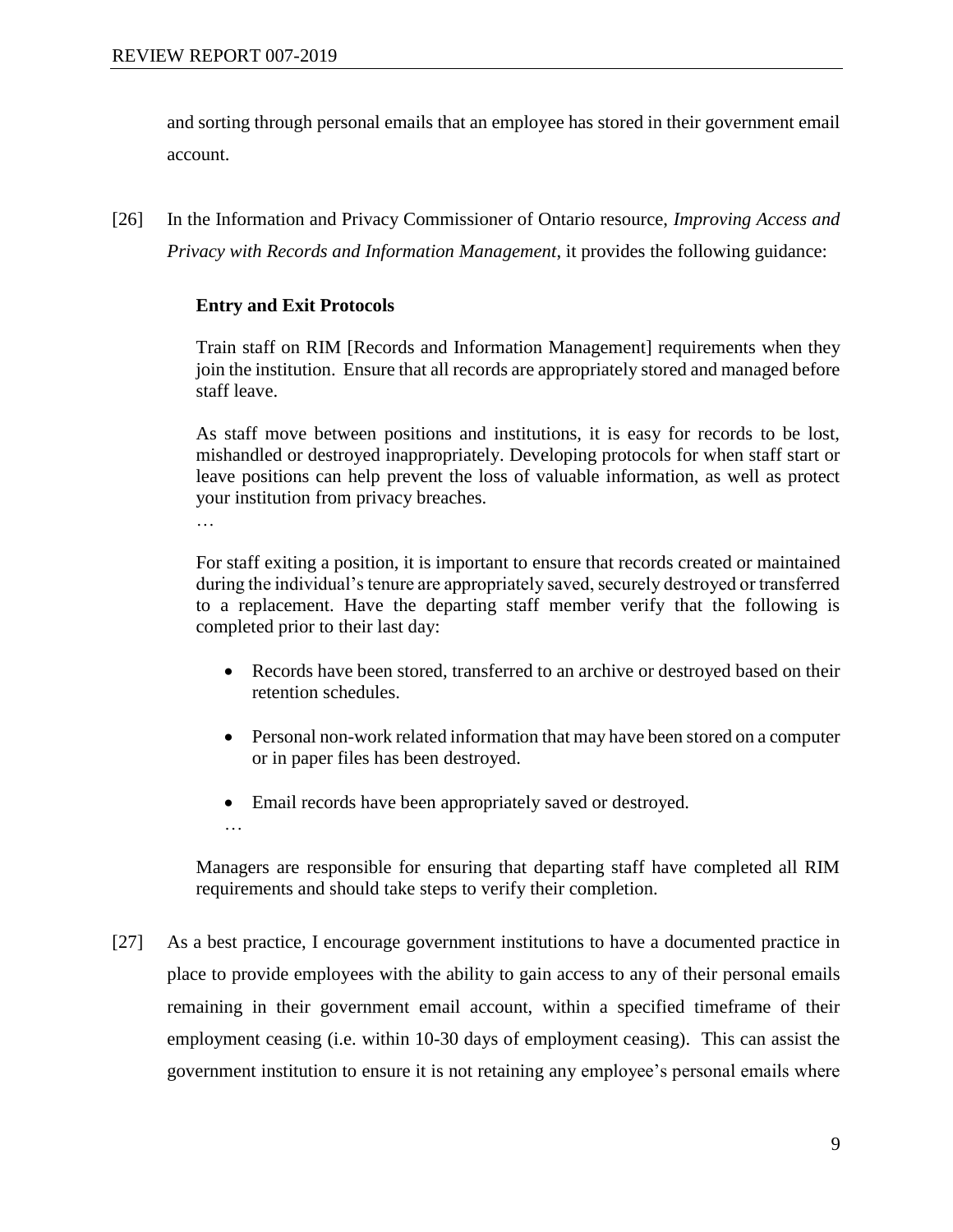and sorting through personal emails that an employee has stored in their government email account.

[26] In the Information and Privacy Commissioner of Ontario resource, *Improving Access and Privacy with Records and Information Management*, it provides the following guidance:

> **Entry and Exit Protocols**
>
> Train staff on RIM [Records and Information Management] requirements when they join the institution. Ensure that all records are appropriately stored and managed before staff leave.
>
> As staff move between positions and institutions, it is easy for records to be lost, mishandled or destroyed inappropriately. Developing protocols for when staff start or leave positions can help prevent the loss of valuable information, as well as protect your institution from privacy breaches.
>
> …
>
> For staff exiting a position, it is important to ensure that records created or maintained during the individual's tenure are appropriately saved, securely destroyed or transferred to a replacement. Have the departing staff member verify that the following is completed prior to their last day:
>
> - Records have been stored, transferred to an archive or destroyed based on their retention schedules.
> - Personal non-work related information that may have been stored on a computer or in paper files has been destroyed.
> - Email records have been appropriately saved or destroyed.
>
> …
>
> Managers are responsible for ensuring that departing staff have completed all RIM requirements and should take steps to verify their completion.

[27] As a best practice, I encourage government institutions to have a documented practice in place to provide employees with the ability to gain access to any of their personal emails remaining in their government email account, within a specified timeframe of their employment ceasing (i.e. within 10-30 days of employment ceasing). This can assist the government institution to ensure it is not retaining any employee's personal emails where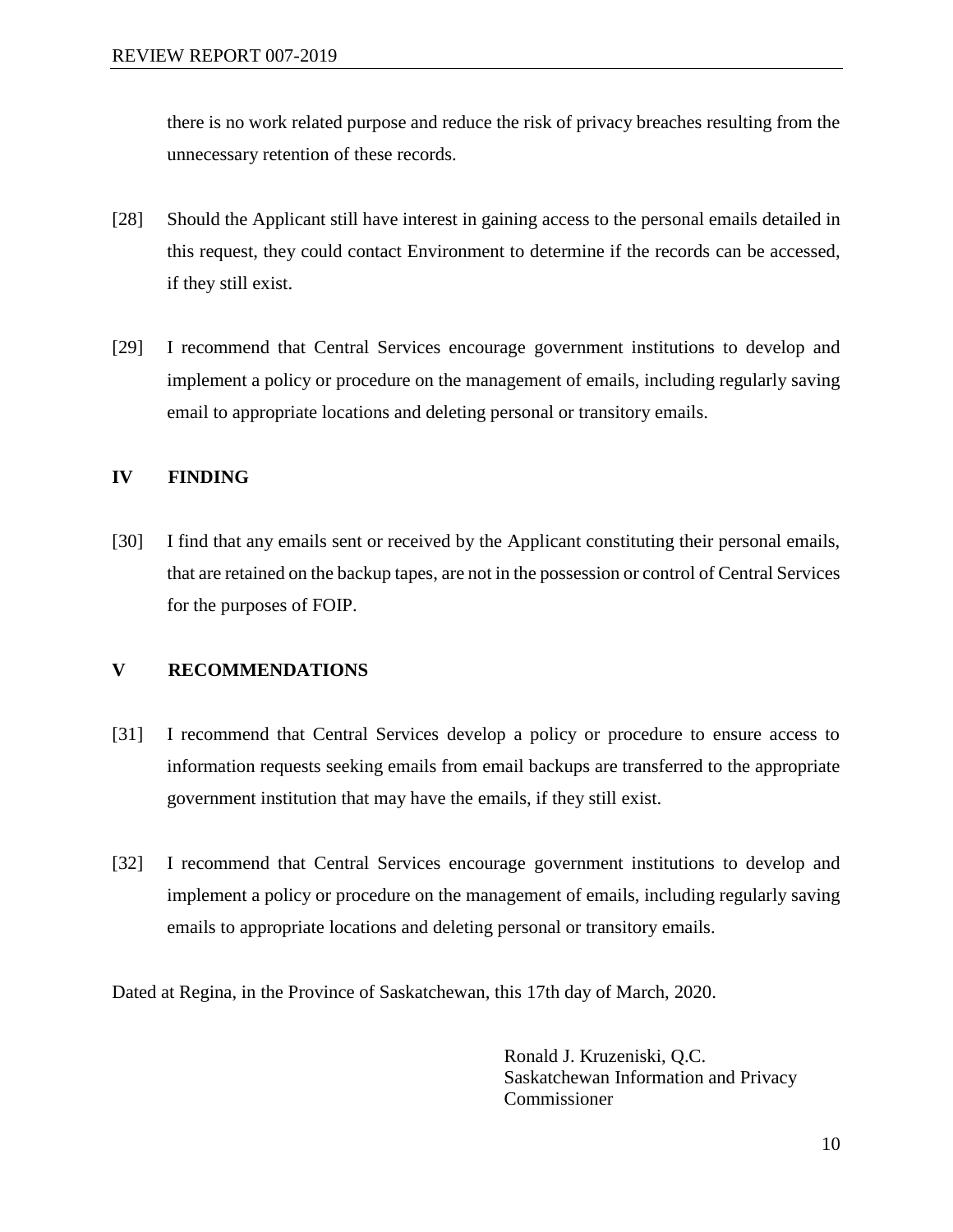there is no work related purpose and reduce the risk of privacy breaches resulting from the unnecessary retention of these records.

[28] Should the Applicant still have interest in gaining access to the personal emails detailed in this request, they could contact Environment to determine if the records can be accessed, if they still exist.

[29] I recommend that Central Services encourage government institutions to develop and implement a policy or procedure on the management of emails, including regularly saving email to appropriate locations and deleting personal or transitory emails.

## IV FINDING

[30] I find that any emails sent or received by the Applicant constituting their personal emails, that are retained on the backup tapes, are not in the possession or control of Central Services for the purposes of FOIP.

## V RECOMMENDATIONS

[31] I recommend that Central Services develop a policy or procedure to ensure access to information requests seeking emails from email backups are transferred to the appropriate government institution that may have the emails, if they still exist.

[32] I recommend that Central Services encourage government institutions to develop and implement a policy or procedure on the management of emails, including regularly saving emails to appropriate locations and deleting personal or transitory emails.

Dated at Regina, in the Province of Saskatchewan, this 17th day of March, 2020.

Ronald J. Kruzeniski, Q.C.
Saskatchewan Information and Privacy Commissioner